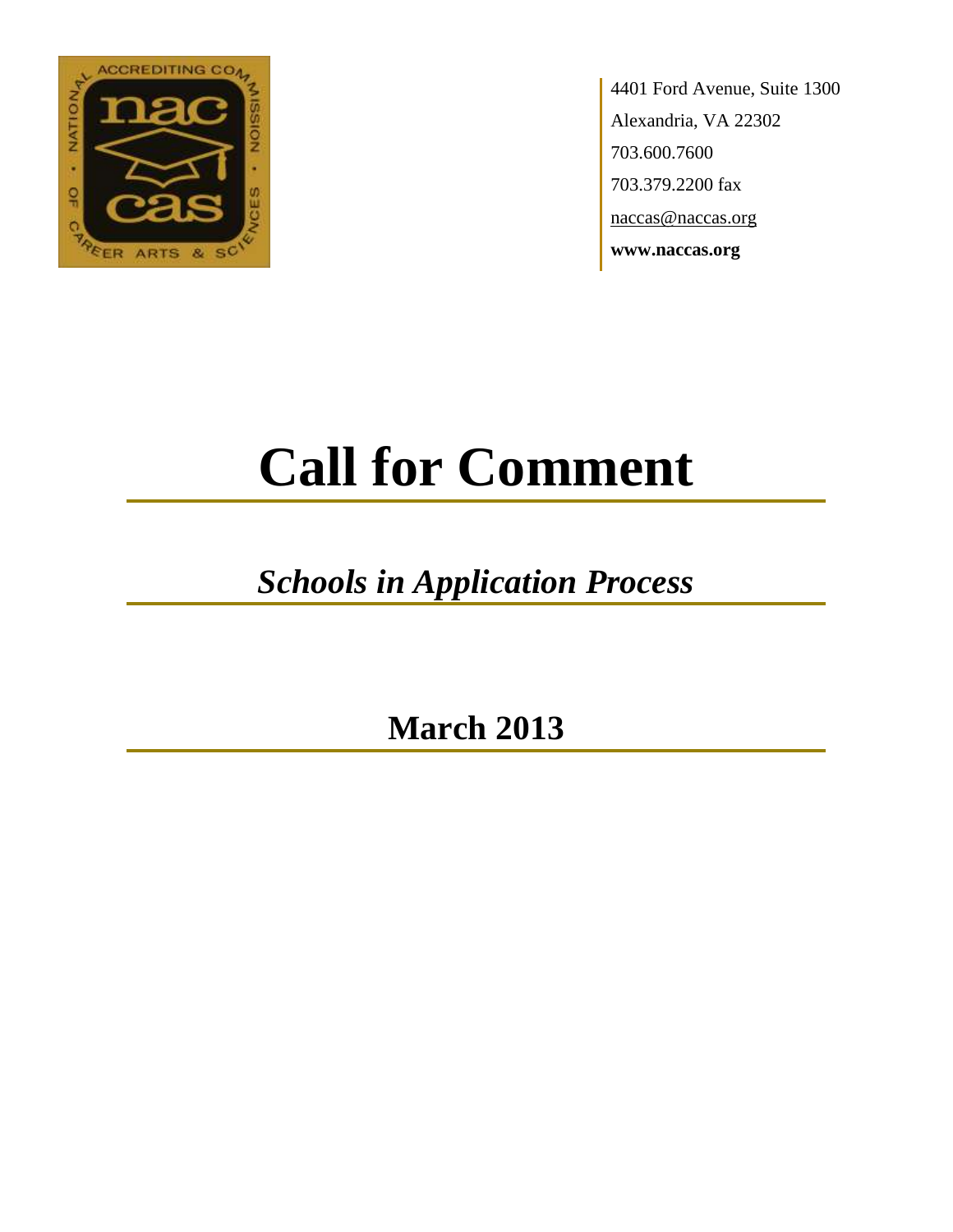4401 Ford Avenue, Suite 1300
Alexandria, VA 22302
703.600.7600
703.379.2200 fax
naccas@naccas.org
**www.naccas.org**

# Call for Comment

## *Schools in Application Process*

## March 2013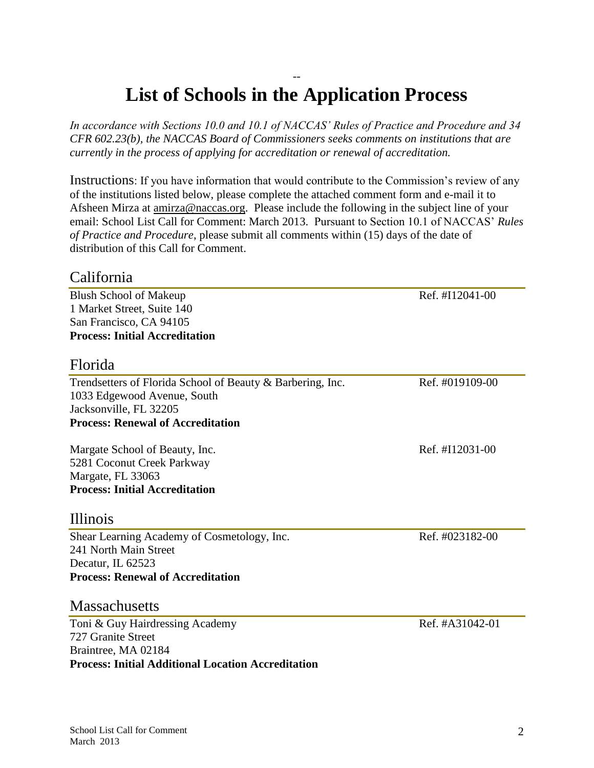--

# List of Schools in the Application Process

*In accordance with Sections 10.0 and 10.1 of NACCAS' Rules of Practice and Procedure and 34 CFR 602.23(b), the NACCAS Board of Commissioners seeks comments on institutions that are currently in the process of applying for accreditation or renewal of accreditation.*

Instructions: If you have information that would contribute to the Commission's review of any of the institutions listed below, please complete the attached comment form and e-mail it to Afsheen Mirza at amirza@naccas.org. Please include the following in the subject line of your email: School List Call for Comment: March 2013. Pursuant to Section 10.1 of NACCAS' *Rules of Practice and Procedure*, please submit all comments within (15) days of the date of distribution of this Call for Comment.

## California

Blush School of Makeup — Ref. #I12041-00
1 Market Street, Suite 140
San Francisco, CA 94105
**Process: Initial Accreditation**

## Florida

Trendsetters of Florida School of Beauty & Barbering, Inc. — Ref. #019109-00
1033 Edgewood Avenue, South
Jacksonville, FL 32205
**Process: Renewal of Accreditation**

Margate School of Beauty, Inc. — Ref. #I12031-00
5281 Coconut Creek Parkway
Margate, FL 33063
**Process: Initial Accreditation**

## Illinois

Shear Learning Academy of Cosmetology, Inc. — Ref. #023182-00
241 North Main Street
Decatur, IL 62523
**Process: Renewal of Accreditation**

## Massachusetts

Toni & Guy Hairdressing Academy — Ref. #A31042-01
727 Granite Street
Braintree, MA 02184
**Process: Initial Additional Location Accreditation**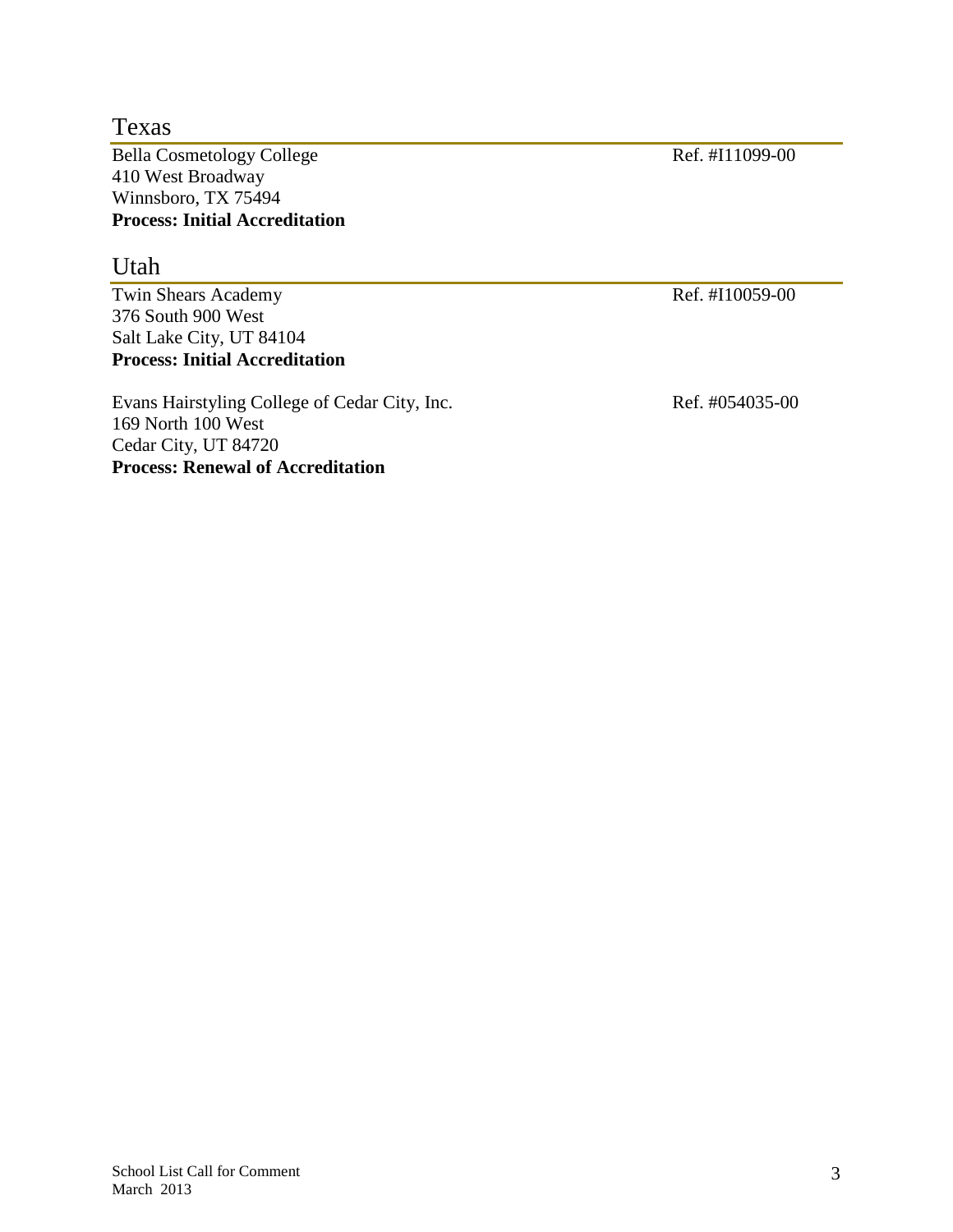## Texas

Bella Cosmetology College Ref. #I11099-00
410 West Broadway
Winnsboro, TX 75494
**Process: Initial Accreditation**

## Utah

Twin Shears Academy Ref. #I10059-00
376 South 900 West
Salt Lake City, UT 84104
**Process: Initial Accreditation**

Evans Hairstyling College of Cedar City, Inc. Ref. #054035-00
169 North 100 West
Cedar City, UT 84720
**Process: Renewal of Accreditation**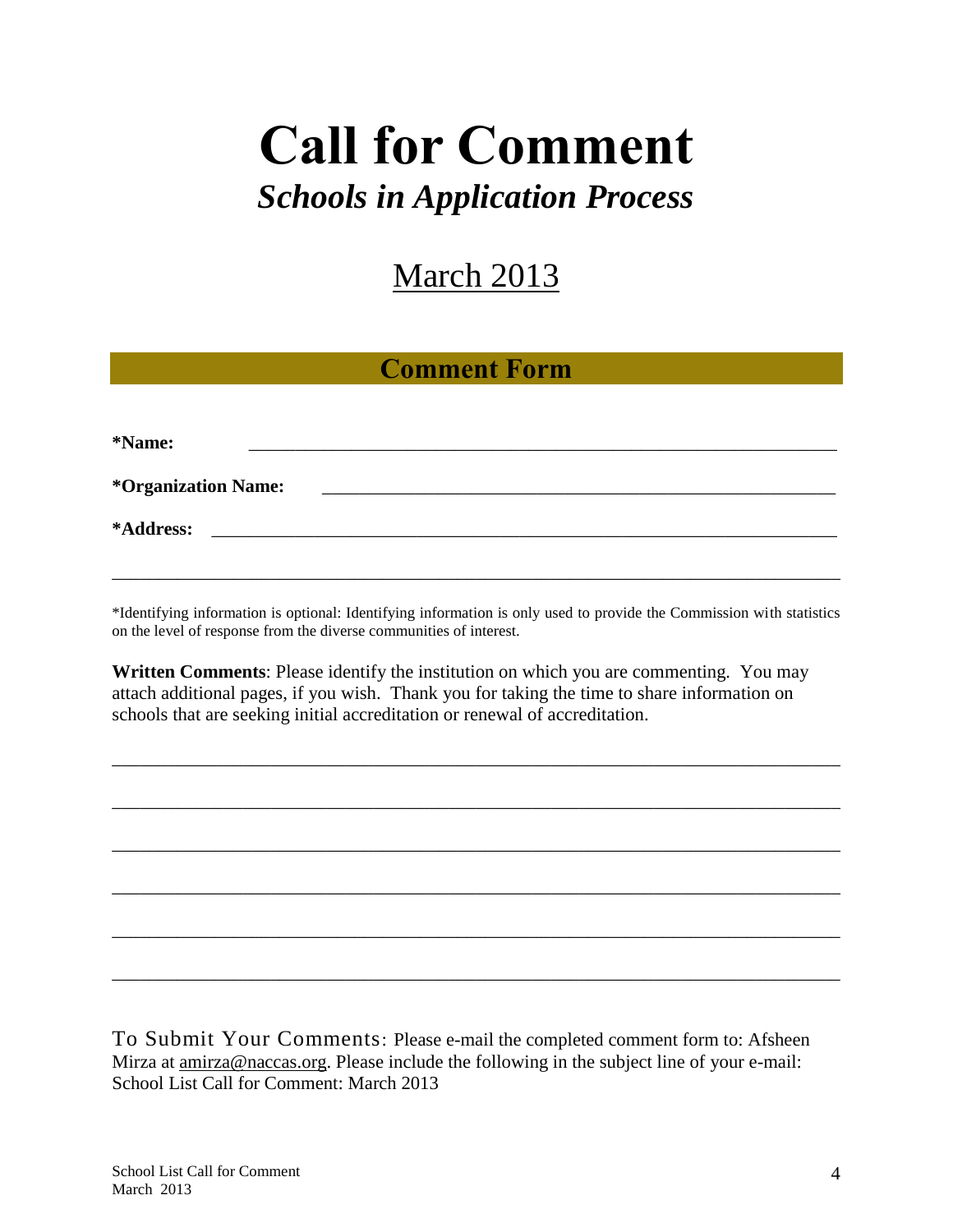# Call for Comment

## *Schools in Application Process*

## March 2013

## Comment Form

**\*Name:** ________________________________________________________________

**\*Organization Name:** _______________________________________________________

**\*Address:** ______________________________________________________________

_____________________________________________________________________________

\*Identifying information is optional: Identifying information is only used to provide the Commission with statistics on the level of response from the diverse communities of interest.

**Written Comments**: Please identify the institution on which you are commenting. You may attach additional pages, if you wish. Thank you for taking the time to share information on schools that are seeking initial accreditation or renewal of accreditation.

_____________________________________________________________________________

_____________________________________________________________________________

_____________________________________________________________________________

_____________________________________________________________________________

_____________________________________________________________________________

_____________________________________________________________________________

To Submit Your Comments: Please e-mail the completed comment form to: Afsheen Mirza at amirza@naccas.org. Please include the following in the subject line of your e-mail: School List Call for Comment: March 2013